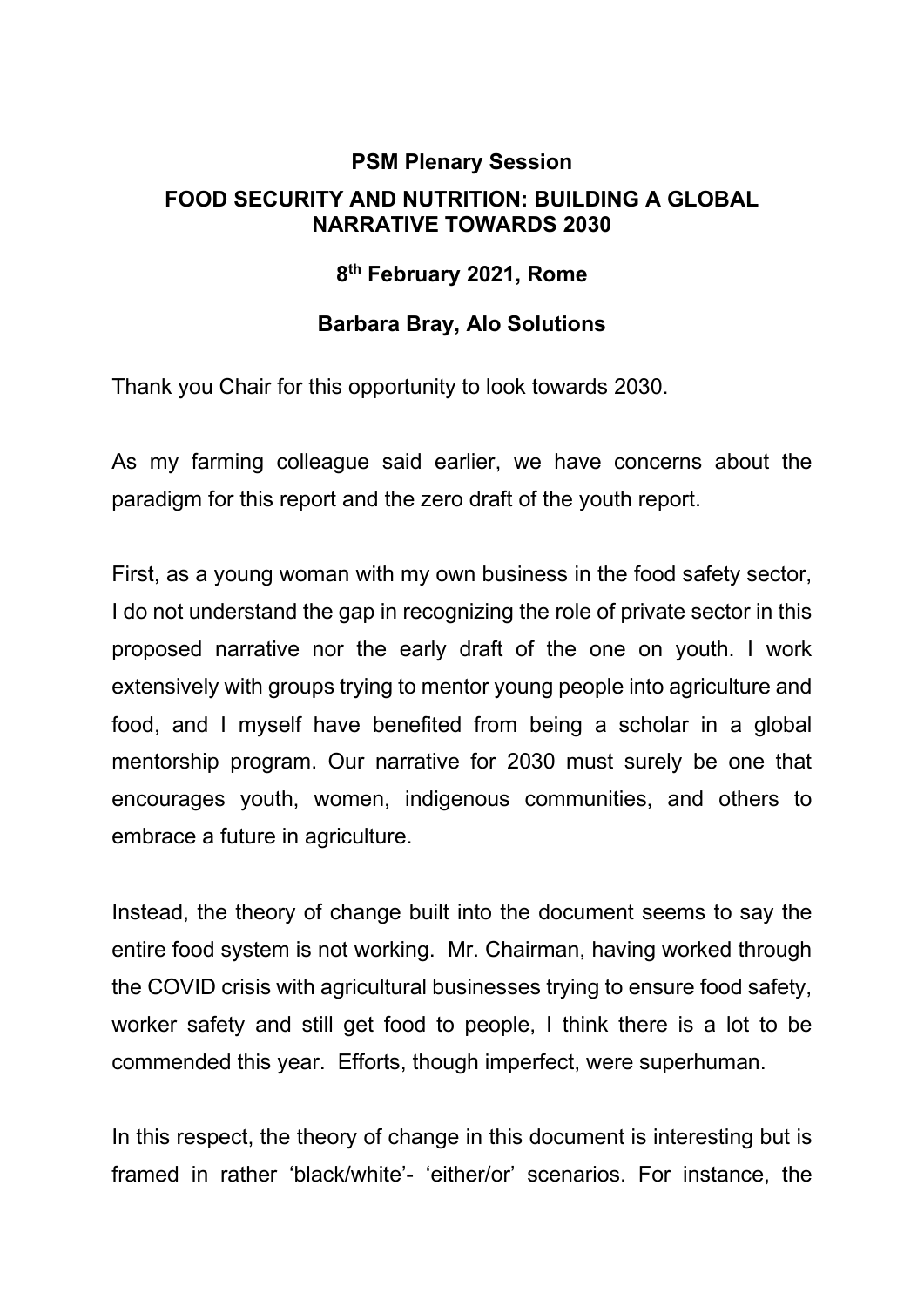**PSM Plenary Session**

**FOOD SECURITY AND NUTRITION: BUILDING A GLOBAL NARRATIVE TOWARDS 2030**

**8th February 2021, Rome**

**Barbara Bray, Alo Solutions**

Thank you Chair for this opportunity to look towards 2030.

As my farming colleague said earlier, we have concerns about the paradigm for this report and the zero draft of the youth report.

First, as a young woman with my own business in the food safety sector, I do not understand the gap in recognizing the role of private sector in this proposed narrative nor the early draft of the one on youth. I work extensively with groups trying to mentor young people into agriculture and food, and I myself have benefited from being a scholar in a global mentorship program. Our narrative for 2030 must surely be one that encourages youth, women, indigenous communities, and others to embrace a future in agriculture.

Instead, the theory of change built into the document seems to say the entire food system is not working. Mr. Chairman, having worked through the COVID crisis with agricultural businesses trying to ensure food safety, worker safety and still get food to people, I think there is a lot to be commended this year. Efforts, though imperfect, were superhuman.

In this respect, the theory of change in this document is interesting but is framed in rather 'black/white'- 'either/or' scenarios. For instance, the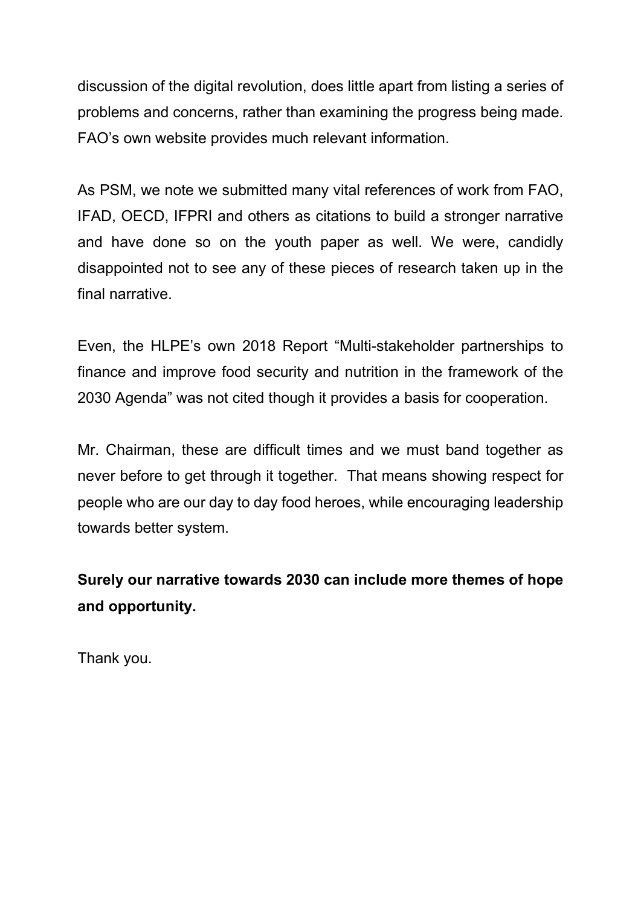discussion of the digital revolution, does little apart from listing a series of problems and concerns, rather than examining the progress being made. FAO's own website provides much relevant information.

As PSM, we note we submitted many vital references of work from FAO, IFAD, OECD, IFPRI and others as citations to build a stronger narrative and have done so on the youth paper as well. We were, candidly disappointed not to see any of these pieces of research taken up in the final narrative.

Even, the HLPE's own 2018 Report "Multi-stakeholder partnerships to finance and improve food security and nutrition in the framework of the 2030 Agenda" was not cited though it provides a basis for cooperation.

Mr. Chairman, these are difficult times and we must band together as never before to get through it together. That means showing respect for people who are our day to day food heroes, while encouraging leadership towards better system.

**Surely our narrative towards 2030 can include more themes of hope and opportunity.**

Thank you.